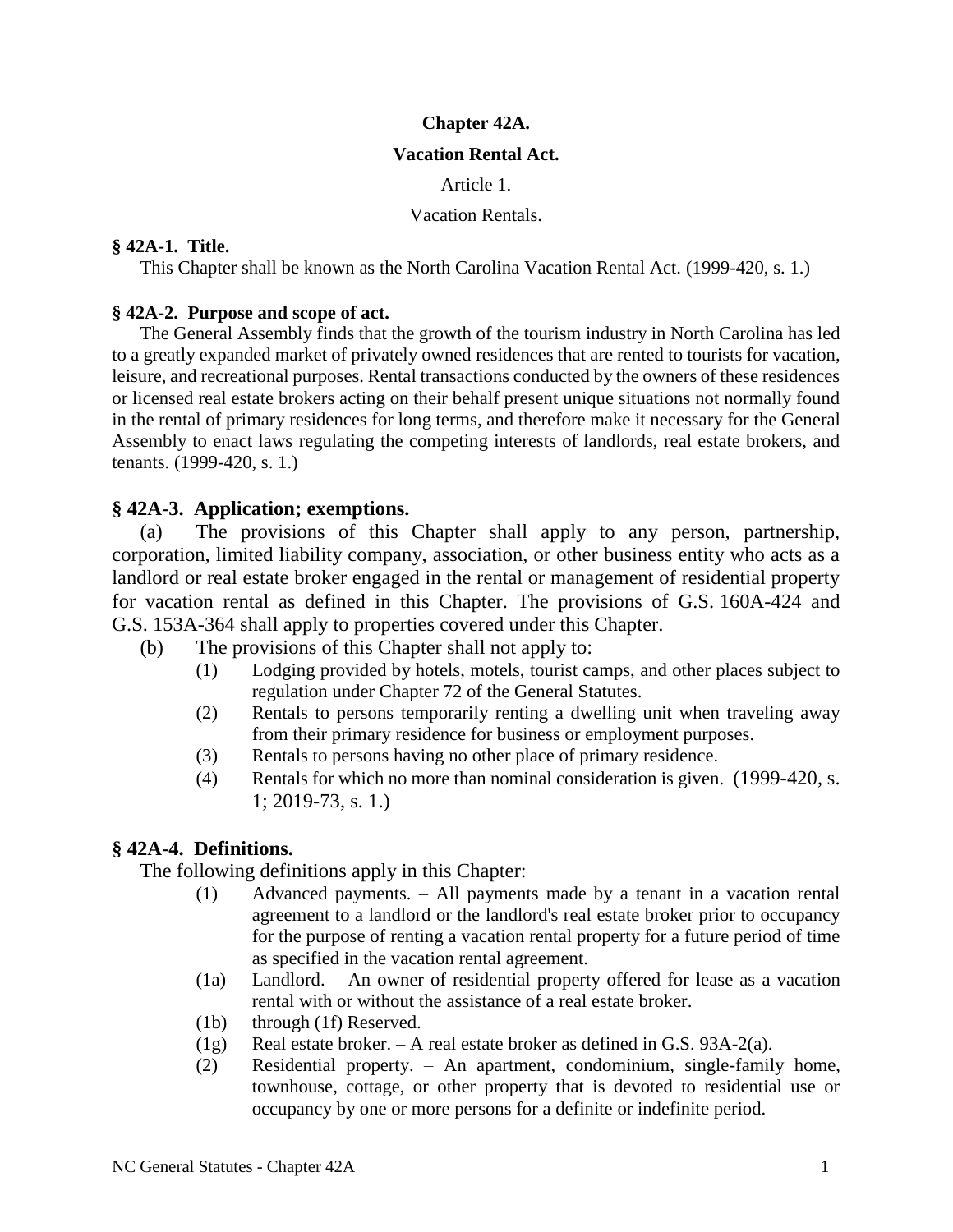# Chapter 42A.

## Vacation Rental Act.

Article 1.

Vacation Rentals.

### § 42A-1. Title.

This Chapter shall be known as the North Carolina Vacation Rental Act. (1999-420, s. 1.)

### § 42A-2. Purpose and scope of act.

The General Assembly finds that the growth of the tourism industry in North Carolina has led to a greatly expanded market of privately owned residences that are rented to tourists for vacation, leisure, and recreational purposes. Rental transactions conducted by the owners of these residences or licensed real estate brokers acting on their behalf present unique situations not normally found in the rental of primary residences for long terms, and therefore make it necessary for the General Assembly to enact laws regulating the competing interests of landlords, real estate brokers, and tenants. (1999-420, s. 1.)

### § 42A-3. Application; exemptions.

(a) The provisions of this Chapter shall apply to any person, partnership, corporation, limited liability company, association, or other business entity who acts as a landlord or real estate broker engaged in the rental or management of residential property for vacation rental as defined in this Chapter. The provisions of G.S. 160A-424 and G.S. 153A-364 shall apply to properties covered under this Chapter.

(b) The provisions of this Chapter shall not apply to:

- (1) Lodging provided by hotels, motels, tourist camps, and other places subject to regulation under Chapter 72 of the General Statutes.
- (2) Rentals to persons temporarily renting a dwelling unit when traveling away from their primary residence for business or employment purposes.
- (3) Rentals to persons having no other place of primary residence.
- (4) Rentals for which no more than nominal consideration is given. (1999-420, s. 1; 2019-73, s. 1.)

### § 42A-4. Definitions.

The following definitions apply in this Chapter:

- (1) Advanced payments. – All payments made by a tenant in a vacation rental agreement to a landlord or the landlord's real estate broker prior to occupancy for the purpose of renting a vacation rental property for a future period of time as specified in the vacation rental agreement.
- (1a) Landlord. – An owner of residential property offered for lease as a vacation rental with or without the assistance of a real estate broker.
- (1b) through (1f) Reserved.
- (1g) Real estate broker. – A real estate broker as defined in G.S. 93A-2(a).
- (2) Residential property. – An apartment, condominium, single-family home, townhouse, cottage, or other property that is devoted to residential use or occupancy by one or more persons for a definite or indefinite period.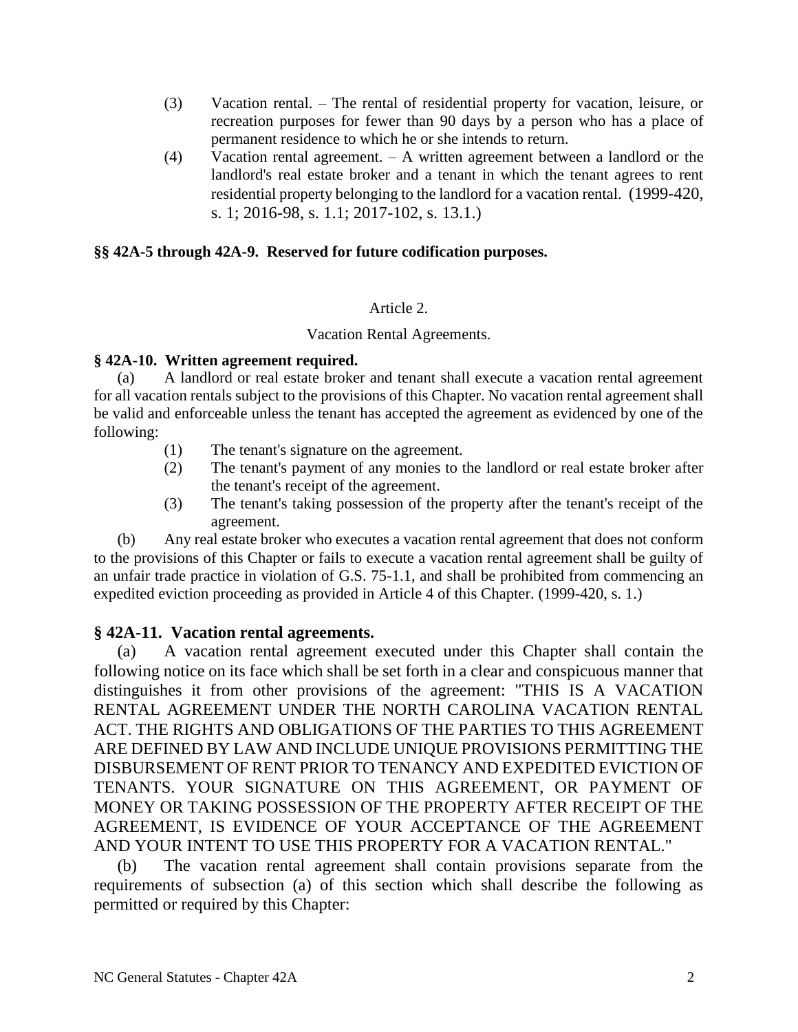(3) Vacation rental. – The rental of residential property for vacation, leisure, or recreation purposes for fewer than 90 days by a person who has a place of permanent residence to which he or she intends to return.

(4) Vacation rental agreement. – A written agreement between a landlord or the landlord's real estate broker and a tenant in which the tenant agrees to rent residential property belonging to the landlord for a vacation rental. (1999-420, s. 1; 2016-98, s. 1.1; 2017-102, s. 13.1.)

**§§ 42A-5 through 42A-9. Reserved for future codification purposes.**

Article 2.

Vacation Rental Agreements.

**§ 42A-10. Written agreement required.**

(a) A landlord or real estate broker and tenant shall execute a vacation rental agreement for all vacation rentals subject to the provisions of this Chapter. No vacation rental agreement shall be valid and enforceable unless the tenant has accepted the agreement as evidenced by one of the following:

(1) The tenant's signature on the agreement.

(2) The tenant's payment of any monies to the landlord or real estate broker after the tenant's receipt of the agreement.

(3) The tenant's taking possession of the property after the tenant's receipt of the agreement.

(b) Any real estate broker who executes a vacation rental agreement that does not conform to the provisions of this Chapter or fails to execute a vacation rental agreement shall be guilty of an unfair trade practice in violation of G.S. 75-1.1, and shall be prohibited from commencing an expedited eviction proceeding as provided in Article 4 of this Chapter. (1999-420, s. 1.)

## § 42A-11. Vacation rental agreements.

(a) A vacation rental agreement executed under this Chapter shall contain the following notice on its face which shall be set forth in a clear and conspicuous manner that distinguishes it from other provisions of the agreement: "THIS IS A VACATION RENTAL AGREEMENT UNDER THE NORTH CAROLINA VACATION RENTAL ACT. THE RIGHTS AND OBLIGATIONS OF THE PARTIES TO THIS AGREEMENT ARE DEFINED BY LAW AND INCLUDE UNIQUE PROVISIONS PERMITTING THE DISBURSEMENT OF RENT PRIOR TO TENANCY AND EXPEDITED EVICTION OF TENANTS. YOUR SIGNATURE ON THIS AGREEMENT, OR PAYMENT OF MONEY OR TAKING POSSESSION OF THE PROPERTY AFTER RECEIPT OF THE AGREEMENT, IS EVIDENCE OF YOUR ACCEPTANCE OF THE AGREEMENT AND YOUR INTENT TO USE THIS PROPERTY FOR A VACATION RENTAL."

(b) The vacation rental agreement shall contain provisions separate from the requirements of subsection (a) of this section which shall describe the following as permitted or required by this Chapter: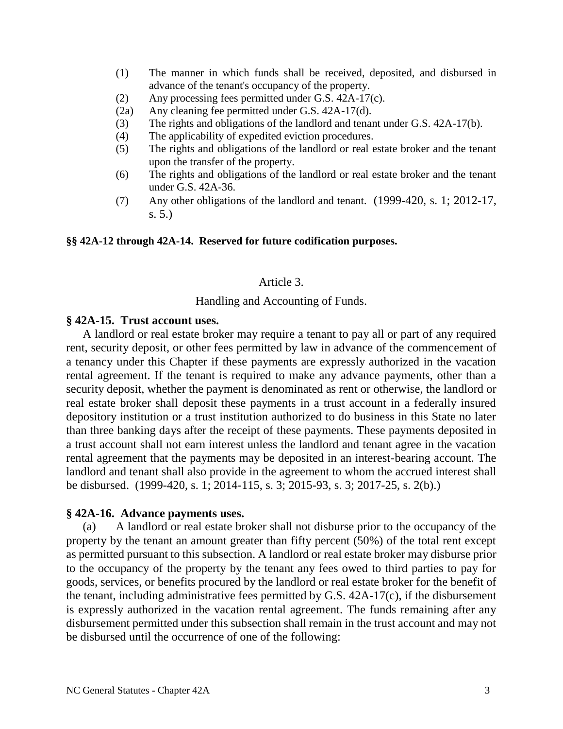(1) The manner in which funds shall be received, deposited, and disbursed in advance of the tenant's occupancy of the property.
(2) Any processing fees permitted under G.S. 42A-17(c).
(2a) Any cleaning fee permitted under G.S. 42A-17(d).
(3) The rights and obligations of the landlord and tenant under G.S. 42A-17(b).
(4) The applicability of expedited eviction procedures.
(5) The rights and obligations of the landlord or real estate broker and the tenant upon the transfer of the property.
(6) The rights and obligations of the landlord or real estate broker and the tenant under G.S. 42A-36.
(7) Any other obligations of the landlord and tenant. (1999-420, s. 1; 2012-17, s. 5.)

**§§ 42A-12 through 42A-14. Reserved for future codification purposes.**

Article 3.

Handling and Accounting of Funds.

**§ 42A-15. Trust account uses.**

A landlord or real estate broker may require a tenant to pay all or part of any required rent, security deposit, or other fees permitted by law in advance of the commencement of a tenancy under this Chapter if these payments are expressly authorized in the vacation rental agreement. If the tenant is required to make any advance payments, other than a security deposit, whether the payment is denominated as rent or otherwise, the landlord or real estate broker shall deposit these payments in a trust account in a federally insured depository institution or a trust institution authorized to do business in this State no later than three banking days after the receipt of these payments. These payments deposited in a trust account shall not earn interest unless the landlord and tenant agree in the vacation rental agreement that the payments may be deposited in an interest-bearing account. The landlord and tenant shall also provide in the agreement to whom the accrued interest shall be disbursed. (1999-420, s. 1; 2014-115, s. 3; 2015-93, s. 3; 2017-25, s. 2(b).)

**§ 42A-16. Advance payments uses.**

(a) A landlord or real estate broker shall not disburse prior to the occupancy of the property by the tenant an amount greater than fifty percent (50%) of the total rent except as permitted pursuant to this subsection. A landlord or real estate broker may disburse prior to the occupancy of the property by the tenant any fees owed to third parties to pay for goods, services, or benefits procured by the landlord or real estate broker for the benefit of the tenant, including administrative fees permitted by G.S. 42A-17(c), if the disbursement is expressly authorized in the vacation rental agreement. The funds remaining after any disbursement permitted under this subsection shall remain in the trust account and may not be disbursed until the occurrence of one of the following: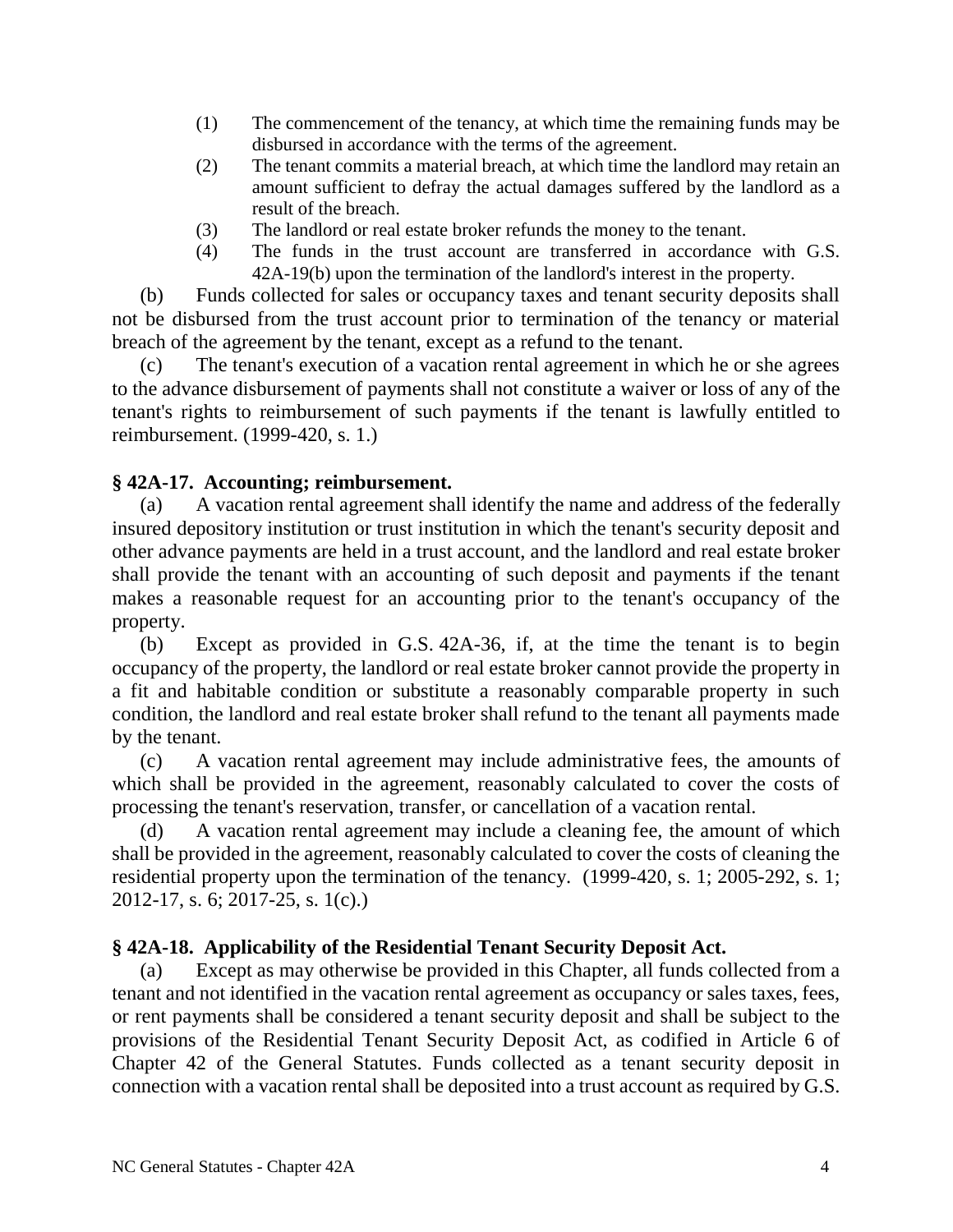(1) The commencement of the tenancy, at which time the remaining funds may be disbursed in accordance with the terms of the agreement.

(2) The tenant commits a material breach, at which time the landlord may retain an amount sufficient to defray the actual damages suffered by the landlord as a result of the breach.

(3) The landlord or real estate broker refunds the money to the tenant.

(4) The funds in the trust account are transferred in accordance with G.S. 42A-19(b) upon the termination of the landlord's interest in the property.

(b) Funds collected for sales or occupancy taxes and tenant security deposits shall not be disbursed from the trust account prior to termination of the tenancy or material breach of the agreement by the tenant, except as a refund to the tenant.

(c) The tenant's execution of a vacation rental agreement in which he or she agrees to the advance disbursement of payments shall not constitute a waiver or loss of any of the tenant's rights to reimbursement of such payments if the tenant is lawfully entitled to reimbursement. (1999-420, s. 1.)

### § 42A-17. Accounting; reimbursement.

(a) A vacation rental agreement shall identify the name and address of the federally insured depository institution or trust institution in which the tenant's security deposit and other advance payments are held in a trust account, and the landlord and real estate broker shall provide the tenant with an accounting of such deposit and payments if the tenant makes a reasonable request for an accounting prior to the tenant's occupancy of the property.

(b) Except as provided in G.S. 42A-36, if, at the time the tenant is to begin occupancy of the property, the landlord or real estate broker cannot provide the property in a fit and habitable condition or substitute a reasonably comparable property in such condition, the landlord and real estate broker shall refund to the tenant all payments made by the tenant.

(c) A vacation rental agreement may include administrative fees, the amounts of which shall be provided in the agreement, reasonably calculated to cover the costs of processing the tenant's reservation, transfer, or cancellation of a vacation rental.

(d) A vacation rental agreement may include a cleaning fee, the amount of which shall be provided in the agreement, reasonably calculated to cover the costs of cleaning the residential property upon the termination of the tenancy. (1999-420, s. 1; 2005-292, s. 1; 2012-17, s. 6; 2017-25, s. 1(c).)

### § 42A-18. Applicability of the Residential Tenant Security Deposit Act.

(a) Except as may otherwise be provided in this Chapter, all funds collected from a tenant and not identified in the vacation rental agreement as occupancy or sales taxes, fees, or rent payments shall be considered a tenant security deposit and shall be subject to the provisions of the Residential Tenant Security Deposit Act, as codified in Article 6 of Chapter 42 of the General Statutes. Funds collected as a tenant security deposit in connection with a vacation rental shall be deposited into a trust account as required by G.S.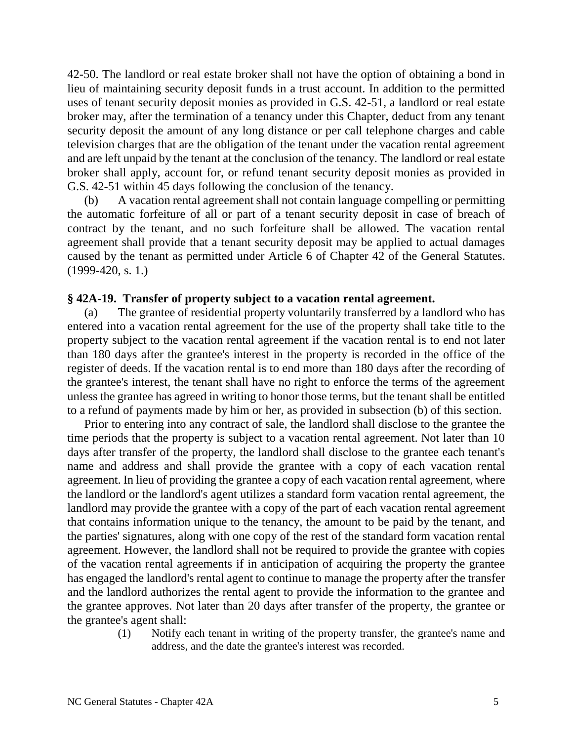42-50. The landlord or real estate broker shall not have the option of obtaining a bond in lieu of maintaining security deposit funds in a trust account. In addition to the permitted uses of tenant security deposit monies as provided in G.S. 42-51, a landlord or real estate broker may, after the termination of a tenancy under this Chapter, deduct from any tenant security deposit the amount of any long distance or per call telephone charges and cable television charges that are the obligation of the tenant under the vacation rental agreement and are left unpaid by the tenant at the conclusion of the tenancy. The landlord or real estate broker shall apply, account for, or refund tenant security deposit monies as provided in G.S. 42-51 within 45 days following the conclusion of the tenancy.

(b) A vacation rental agreement shall not contain language compelling or permitting the automatic forfeiture of all or part of a tenant security deposit in case of breach of contract by the tenant, and no such forfeiture shall be allowed. The vacation rental agreement shall provide that a tenant security deposit may be applied to actual damages caused by the tenant as permitted under Article 6 of Chapter 42 of the General Statutes. (1999-420, s. 1.)

### § 42A-19. Transfer of property subject to a vacation rental agreement.

(a) The grantee of residential property voluntarily transferred by a landlord who has entered into a vacation rental agreement for the use of the property shall take title to the property subject to the vacation rental agreement if the vacation rental is to end not later than 180 days after the grantee's interest in the property is recorded in the office of the register of deeds. If the vacation rental is to end more than 180 days after the recording of the grantee's interest, the tenant shall have no right to enforce the terms of the agreement unless the grantee has agreed in writing to honor those terms, but the tenant shall be entitled to a refund of payments made by him or her, as provided in subsection (b) of this section.

Prior to entering into any contract of sale, the landlord shall disclose to the grantee the time periods that the property is subject to a vacation rental agreement. Not later than 10 days after transfer of the property, the landlord shall disclose to the grantee each tenant's name and address and shall provide the grantee with a copy of each vacation rental agreement. In lieu of providing the grantee a copy of each vacation rental agreement, where the landlord or the landlord's agent utilizes a standard form vacation rental agreement, the landlord may provide the grantee with a copy of the part of each vacation rental agreement that contains information unique to the tenancy, the amount to be paid by the tenant, and the parties' signatures, along with one copy of the rest of the standard form vacation rental agreement. However, the landlord shall not be required to provide the grantee with copies of the vacation rental agreements if in anticipation of acquiring the property the grantee has engaged the landlord's rental agent to continue to manage the property after the transfer and the landlord authorizes the rental agent to provide the information to the grantee and the grantee approves. Not later than 20 days after transfer of the property, the grantee or the grantee's agent shall:

(1) Notify each tenant in writing of the property transfer, the grantee's name and address, and the date the grantee's interest was recorded.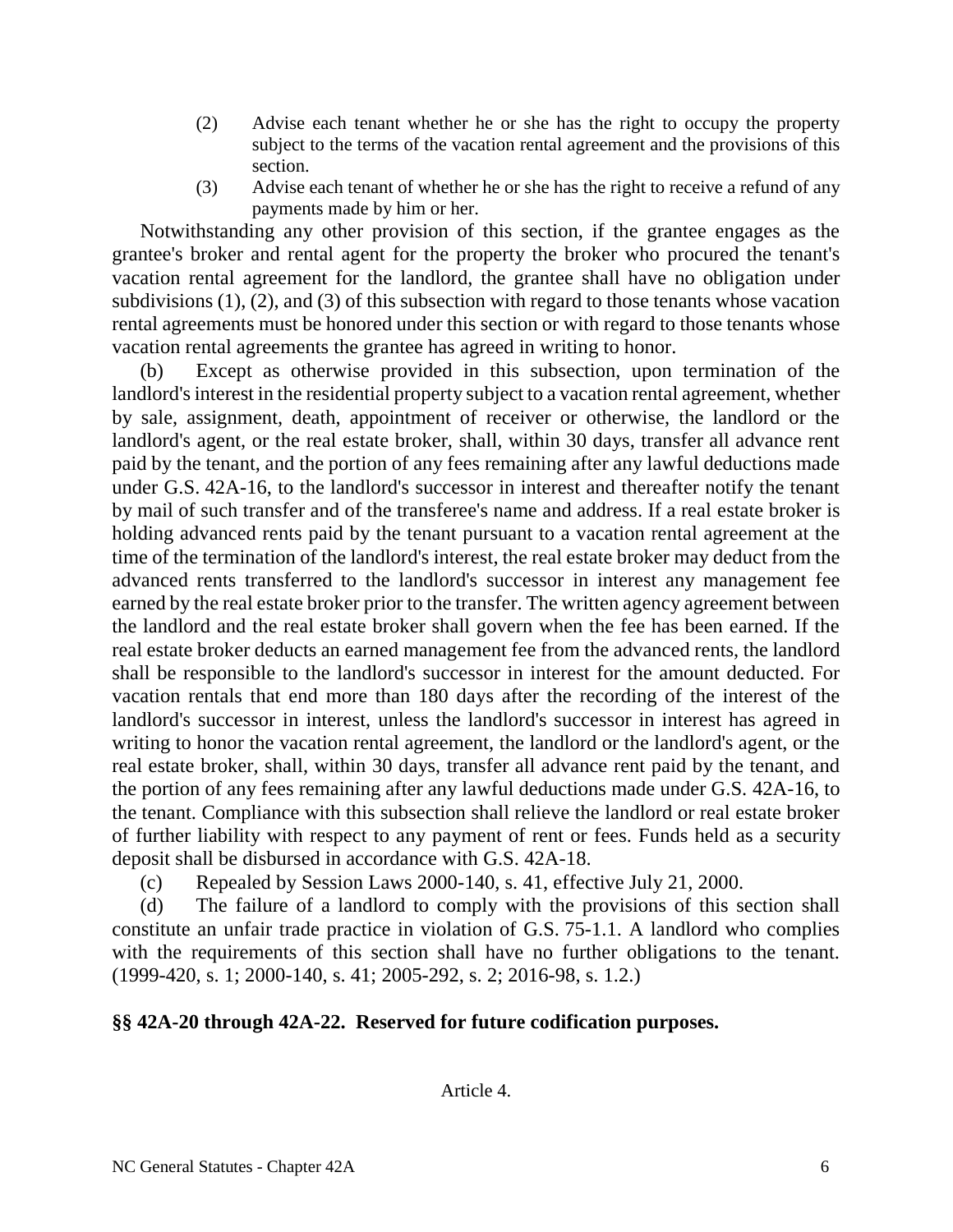(2) Advise each tenant whether he or she has the right to occupy the property subject to the terms of the vacation rental agreement and the provisions of this section.

(3) Advise each tenant of whether he or she has the right to receive a refund of any payments made by him or her.

Notwithstanding any other provision of this section, if the grantee engages as the grantee's broker and rental agent for the property the broker who procured the tenant's vacation rental agreement for the landlord, the grantee shall have no obligation under subdivisions (1), (2), and (3) of this subsection with regard to those tenants whose vacation rental agreements must be honored under this section or with regard to those tenants whose vacation rental agreements the grantee has agreed in writing to honor.

(b) Except as otherwise provided in this subsection, upon termination of the landlord's interest in the residential property subject to a vacation rental agreement, whether by sale, assignment, death, appointment of receiver or otherwise, the landlord or the landlord's agent, or the real estate broker, shall, within 30 days, transfer all advance rent paid by the tenant, and the portion of any fees remaining after any lawful deductions made under G.S. 42A-16, to the landlord's successor in interest and thereafter notify the tenant by mail of such transfer and of the transferee's name and address. If a real estate broker is holding advanced rents paid by the tenant pursuant to a vacation rental agreement at the time of the termination of the landlord's interest, the real estate broker may deduct from the advanced rents transferred to the landlord's successor in interest any management fee earned by the real estate broker prior to the transfer. The written agency agreement between the landlord and the real estate broker shall govern when the fee has been earned. If the real estate broker deducts an earned management fee from the advanced rents, the landlord shall be responsible to the landlord's successor in interest for the amount deducted. For vacation rentals that end more than 180 days after the recording of the interest of the landlord's successor in interest, unless the landlord's successor in interest has agreed in writing to honor the vacation rental agreement, the landlord or the landlord's agent, or the real estate broker, shall, within 30 days, transfer all advance rent paid by the tenant, and the portion of any fees remaining after any lawful deductions made under G.S. 42A-16, to the tenant. Compliance with this subsection shall relieve the landlord or real estate broker of further liability with respect to any payment of rent or fees. Funds held as a security deposit shall be disbursed in accordance with G.S. 42A-18.

(c) Repealed by Session Laws 2000-140, s. 41, effective July 21, 2000.

(d) The failure of a landlord to comply with the provisions of this section shall constitute an unfair trade practice in violation of G.S. 75-1.1. A landlord who complies with the requirements of this section shall have no further obligations to the tenant. (1999-420, s. 1; 2000-140, s. 41; 2005-292, s. 2; 2016-98, s. 1.2.)

**§§ 42A-20 through 42A-22. Reserved for future codification purposes.**

Article 4.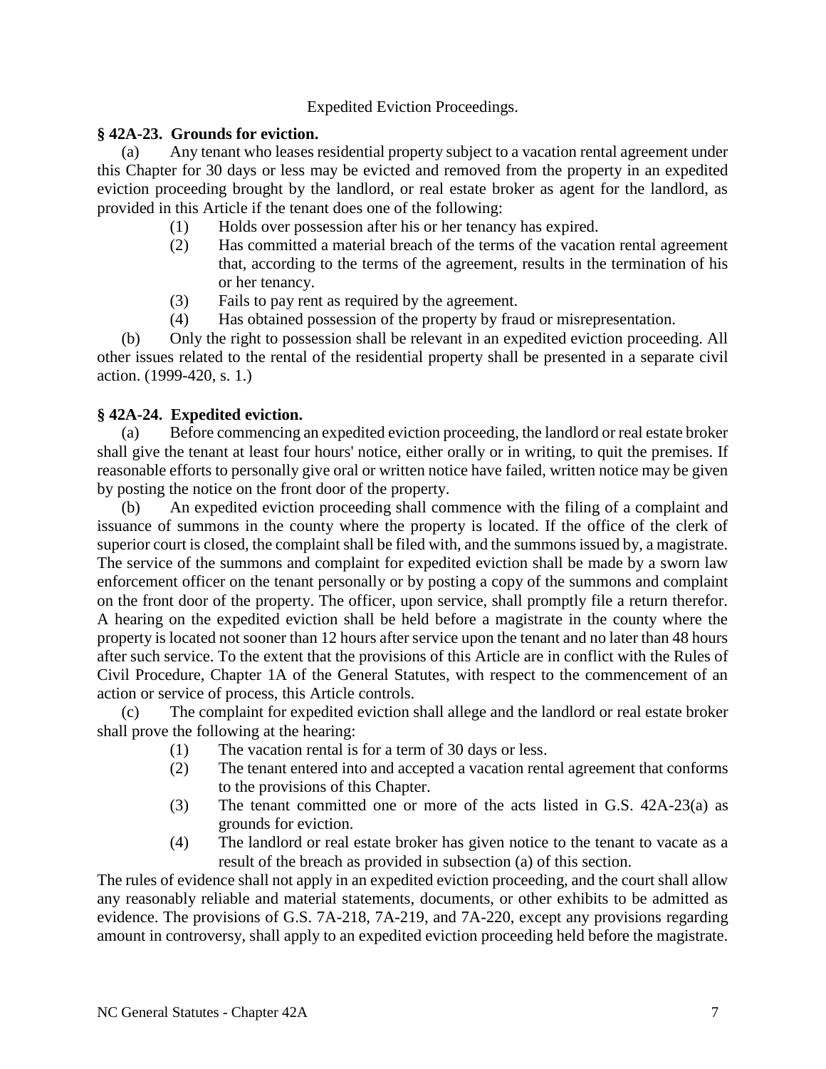Expedited Eviction Proceedings.

**§ 42A-23. Grounds for eviction.**

(a) Any tenant who leases residential property subject to a vacation rental agreement under this Chapter for 30 days or less may be evicted and removed from the property in an expedited eviction proceeding brought by the landlord, or real estate broker as agent for the landlord, as provided in this Article if the tenant does one of the following:

(1) Holds over possession after his or her tenancy has expired.

(2) Has committed a material breach of the terms of the vacation rental agreement that, according to the terms of the agreement, results in the termination of his or her tenancy.

(3) Fails to pay rent as required by the agreement.

(4) Has obtained possession of the property by fraud or misrepresentation.

(b) Only the right to possession shall be relevant in an expedited eviction proceeding. All other issues related to the rental of the residential property shall be presented in a separate civil action. (1999-420, s. 1.)

**§ 42A-24. Expedited eviction.**

(a) Before commencing an expedited eviction proceeding, the landlord or real estate broker shall give the tenant at least four hours' notice, either orally or in writing, to quit the premises. If reasonable efforts to personally give oral or written notice have failed, written notice may be given by posting the notice on the front door of the property.

(b) An expedited eviction proceeding shall commence with the filing of a complaint and issuance of summons in the county where the property is located. If the office of the clerk of superior court is closed, the complaint shall be filed with, and the summons issued by, a magistrate. The service of the summons and complaint for expedited eviction shall be made by a sworn law enforcement officer on the tenant personally or by posting a copy of the summons and complaint on the front door of the property. The officer, upon service, shall promptly file a return therefor. A hearing on the expedited eviction shall be held before a magistrate in the county where the property is located not sooner than 12 hours after service upon the tenant and no later than 48 hours after such service. To the extent that the provisions of this Article are in conflict with the Rules of Civil Procedure, Chapter 1A of the General Statutes, with respect to the commencement of an action or service of process, this Article controls.

(c) The complaint for expedited eviction shall allege and the landlord or real estate broker shall prove the following at the hearing:

(1) The vacation rental is for a term of 30 days or less.

(2) The tenant entered into and accepted a vacation rental agreement that conforms to the provisions of this Chapter.

(3) The tenant committed one or more of the acts listed in G.S. 42A-23(a) as grounds for eviction.

(4) The landlord or real estate broker has given notice to the tenant to vacate as a result of the breach as provided in subsection (a) of this section.

The rules of evidence shall not apply in an expedited eviction proceeding, and the court shall allow any reasonably reliable and material statements, documents, or other exhibits to be admitted as evidence. The provisions of G.S. 7A-218, 7A-219, and 7A-220, except any provisions regarding amount in controversy, shall apply to an expedited eviction proceeding held before the magistrate.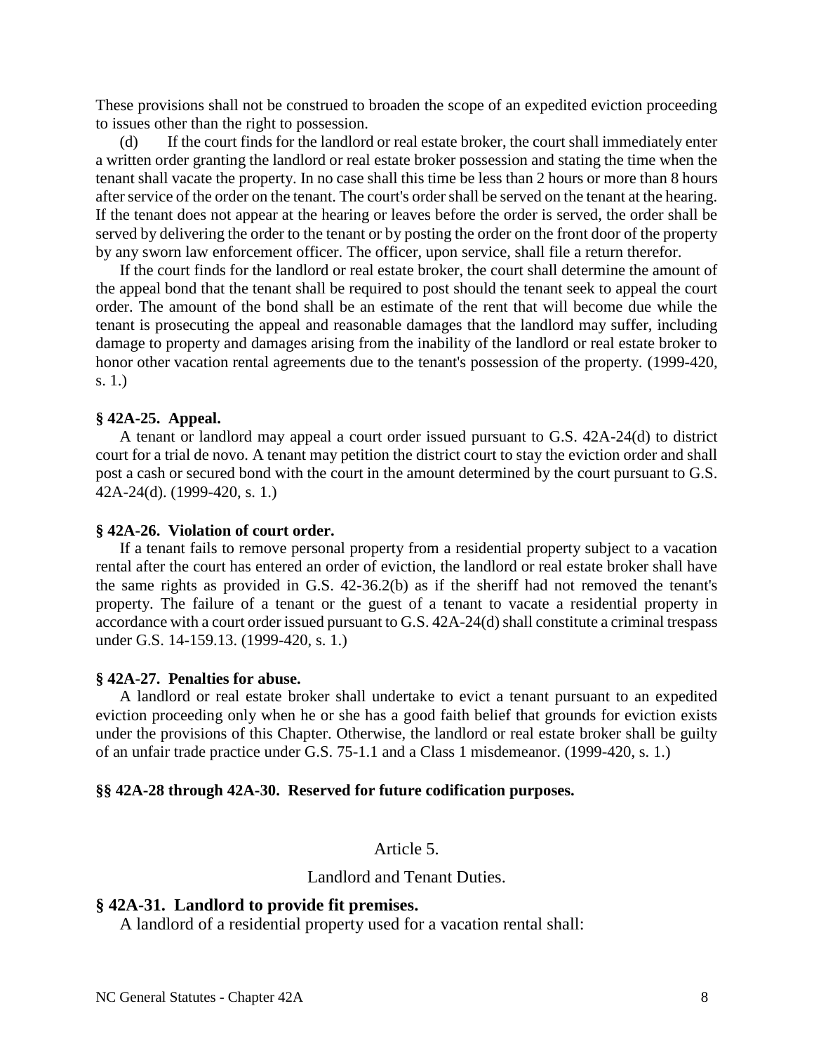These provisions shall not be construed to broaden the scope of an expedited eviction proceeding to issues other than the right to possession.

(d) If the court finds for the landlord or real estate broker, the court shall immediately enter a written order granting the landlord or real estate broker possession and stating the time when the tenant shall vacate the property. In no case shall this time be less than 2 hours or more than 8 hours after service of the order on the tenant. The court's order shall be served on the tenant at the hearing. If the tenant does not appear at the hearing or leaves before the order is served, the order shall be served by delivering the order to the tenant or by posting the order on the front door of the property by any sworn law enforcement officer. The officer, upon service, shall file a return therefor.

If the court finds for the landlord or real estate broker, the court shall determine the amount of the appeal bond that the tenant shall be required to post should the tenant seek to appeal the court order. The amount of the bond shall be an estimate of the rent that will become due while the tenant is prosecuting the appeal and reasonable damages that the landlord may suffer, including damage to property and damages arising from the inability of the landlord or real estate broker to honor other vacation rental agreements due to the tenant's possession of the property. (1999-420, s. 1.)

**§ 42A-25. Appeal.**

A tenant or landlord may appeal a court order issued pursuant to G.S. 42A-24(d) to district court for a trial de novo. A tenant may petition the district court to stay the eviction order and shall post a cash or secured bond with the court in the amount determined by the court pursuant to G.S. 42A-24(d). (1999-420, s. 1.)

**§ 42A-26. Violation of court order.**

If a tenant fails to remove personal property from a residential property subject to a vacation rental after the court has entered an order of eviction, the landlord or real estate broker shall have the same rights as provided in G.S. 42-36.2(b) as if the sheriff had not removed the tenant's property. The failure of a tenant or the guest of a tenant to vacate a residential property in accordance with a court order issued pursuant to G.S. 42A-24(d) shall constitute a criminal trespass under G.S. 14-159.13. (1999-420, s. 1.)

**§ 42A-27. Penalties for abuse.**

A landlord or real estate broker shall undertake to evict a tenant pursuant to an expedited eviction proceeding only when he or she has a good faith belief that grounds for eviction exists under the provisions of this Chapter. Otherwise, the landlord or real estate broker shall be guilty of an unfair trade practice under G.S. 75-1.1 and a Class 1 misdemeanor. (1999-420, s. 1.)

**§§ 42A-28 through 42A-30. Reserved for future codification purposes.**

## Article 5.

## Landlord and Tenant Duties.

**§ 42A-31. Landlord to provide fit premises.**

A landlord of a residential property used for a vacation rental shall: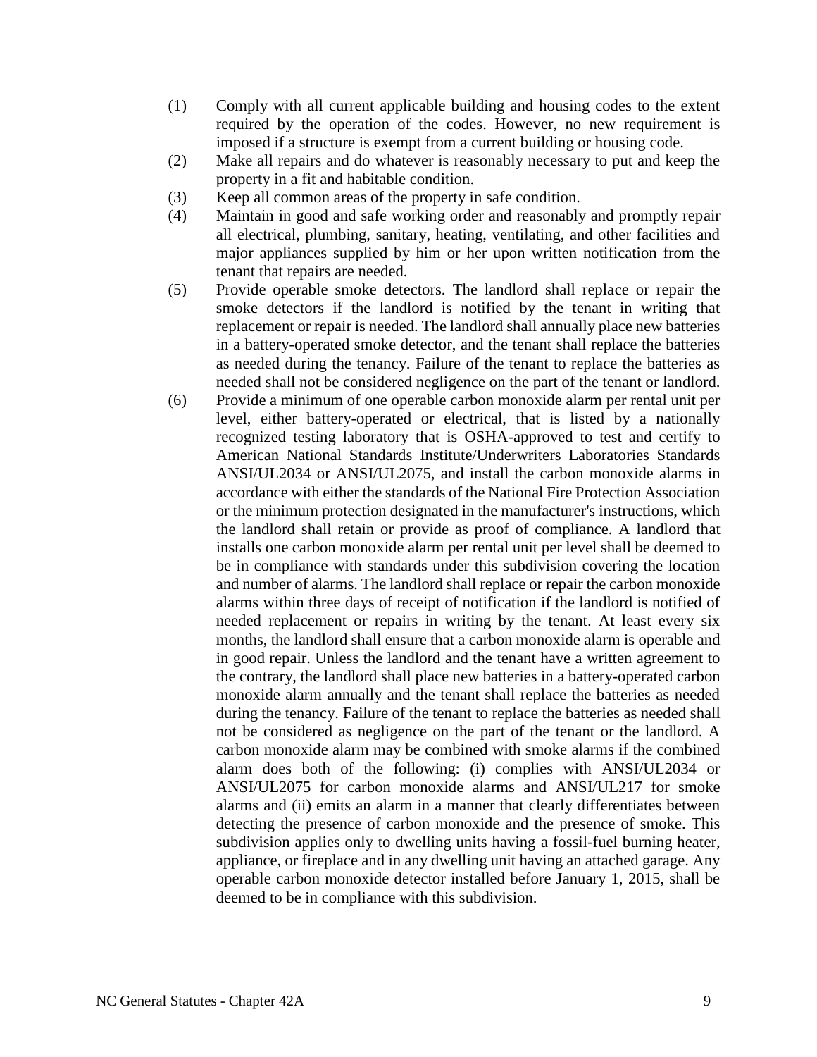(1) Comply with all current applicable building and housing codes to the extent required by the operation of the codes. However, no new requirement is imposed if a structure is exempt from a current building or housing code.

(2) Make all repairs and do whatever is reasonably necessary to put and keep the property in a fit and habitable condition.

(3) Keep all common areas of the property in safe condition.

(4) Maintain in good and safe working order and reasonably and promptly repair all electrical, plumbing, sanitary, heating, ventilating, and other facilities and major appliances supplied by him or her upon written notification from the tenant that repairs are needed.

(5) Provide operable smoke detectors. The landlord shall replace or repair the smoke detectors if the landlord is notified by the tenant in writing that replacement or repair is needed. The landlord shall annually place new batteries in a battery-operated smoke detector, and the tenant shall replace the batteries as needed during the tenancy. Failure of the tenant to replace the batteries as needed shall not be considered negligence on the part of the tenant or landlord.

(6) Provide a minimum of one operable carbon monoxide alarm per rental unit per level, either battery-operated or electrical, that is listed by a nationally recognized testing laboratory that is OSHA-approved to test and certify to American National Standards Institute/Underwriters Laboratories Standards ANSI/UL2034 or ANSI/UL2075, and install the carbon monoxide alarms in accordance with either the standards of the National Fire Protection Association or the minimum protection designated in the manufacturer's instructions, which the landlord shall retain or provide as proof of compliance. A landlord that installs one carbon monoxide alarm per rental unit per level shall be deemed to be in compliance with standards under this subdivision covering the location and number of alarms. The landlord shall replace or repair the carbon monoxide alarms within three days of receipt of notification if the landlord is notified of needed replacement or repairs in writing by the tenant. At least every six months, the landlord shall ensure that a carbon monoxide alarm is operable and in good repair. Unless the landlord and the tenant have a written agreement to the contrary, the landlord shall place new batteries in a battery-operated carbon monoxide alarm annually and the tenant shall replace the batteries as needed during the tenancy. Failure of the tenant to replace the batteries as needed shall not be considered as negligence on the part of the tenant or the landlord. A carbon monoxide alarm may be combined with smoke alarms if the combined alarm does both of the following: (i) complies with ANSI/UL2034 or ANSI/UL2075 for carbon monoxide alarms and ANSI/UL217 for smoke alarms and (ii) emits an alarm in a manner that clearly differentiates between detecting the presence of carbon monoxide and the presence of smoke. This subdivision applies only to dwelling units having a fossil-fuel burning heater, appliance, or fireplace and in any dwelling unit having an attached garage. Any operable carbon monoxide detector installed before January 1, 2015, shall be deemed to be in compliance with this subdivision.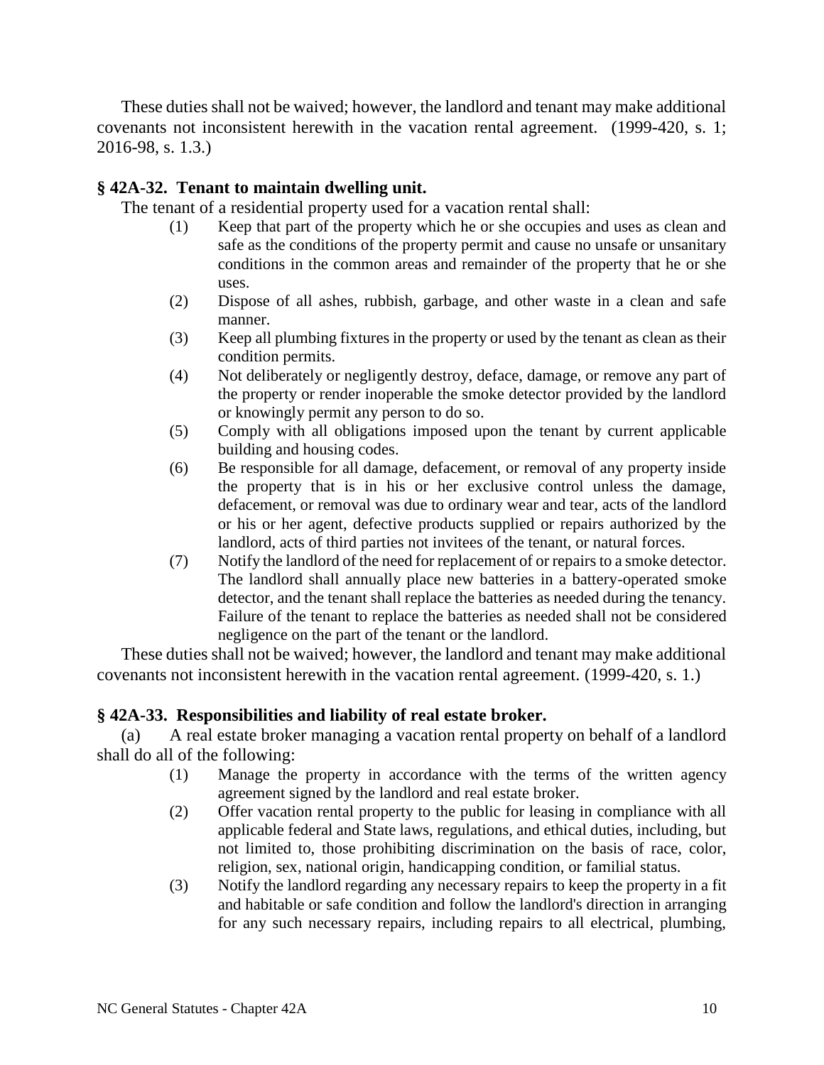These duties shall not be waived; however, the landlord and tenant may make additional covenants not inconsistent herewith in the vacation rental agreement. (1999-420, s. 1; 2016-98, s. 1.3.)

### § 42A-32. Tenant to maintain dwelling unit.

The tenant of a residential property used for a vacation rental shall:

(1) Keep that part of the property which he or she occupies and uses as clean and safe as the conditions of the property permit and cause no unsafe or unsanitary conditions in the common areas and remainder of the property that he or she uses.

(2) Dispose of all ashes, rubbish, garbage, and other waste in a clean and safe manner.

(3) Keep all plumbing fixtures in the property or used by the tenant as clean as their condition permits.

(4) Not deliberately or negligently destroy, deface, damage, or remove any part of the property or render inoperable the smoke detector provided by the landlord or knowingly permit any person to do so.

(5) Comply with all obligations imposed upon the tenant by current applicable building and housing codes.

(6) Be responsible for all damage, defacement, or removal of any property inside the property that is in his or her exclusive control unless the damage, defacement, or removal was due to ordinary wear and tear, acts of the landlord or his or her agent, defective products supplied or repairs authorized by the landlord, acts of third parties not invitees of the tenant, or natural forces.

(7) Notify the landlord of the need for replacement of or repairs to a smoke detector. The landlord shall annually place new batteries in a battery-operated smoke detector, and the tenant shall replace the batteries as needed during the tenancy. Failure of the tenant to replace the batteries as needed shall not be considered negligence on the part of the tenant or the landlord.

These duties shall not be waived; however, the landlord and tenant may make additional covenants not inconsistent herewith in the vacation rental agreement. (1999-420, s. 1.)

### § 42A-33. Responsibilities and liability of real estate broker.

(a) A real estate broker managing a vacation rental property on behalf of a landlord shall do all of the following:

(1) Manage the property in accordance with the terms of the written agency agreement signed by the landlord and real estate broker.

(2) Offer vacation rental property to the public for leasing in compliance with all applicable federal and State laws, regulations, and ethical duties, including, but not limited to, those prohibiting discrimination on the basis of race, color, religion, sex, national origin, handicapping condition, or familial status.

(3) Notify the landlord regarding any necessary repairs to keep the property in a fit and habitable or safe condition and follow the landlord's direction in arranging for any such necessary repairs, including repairs to all electrical, plumbing,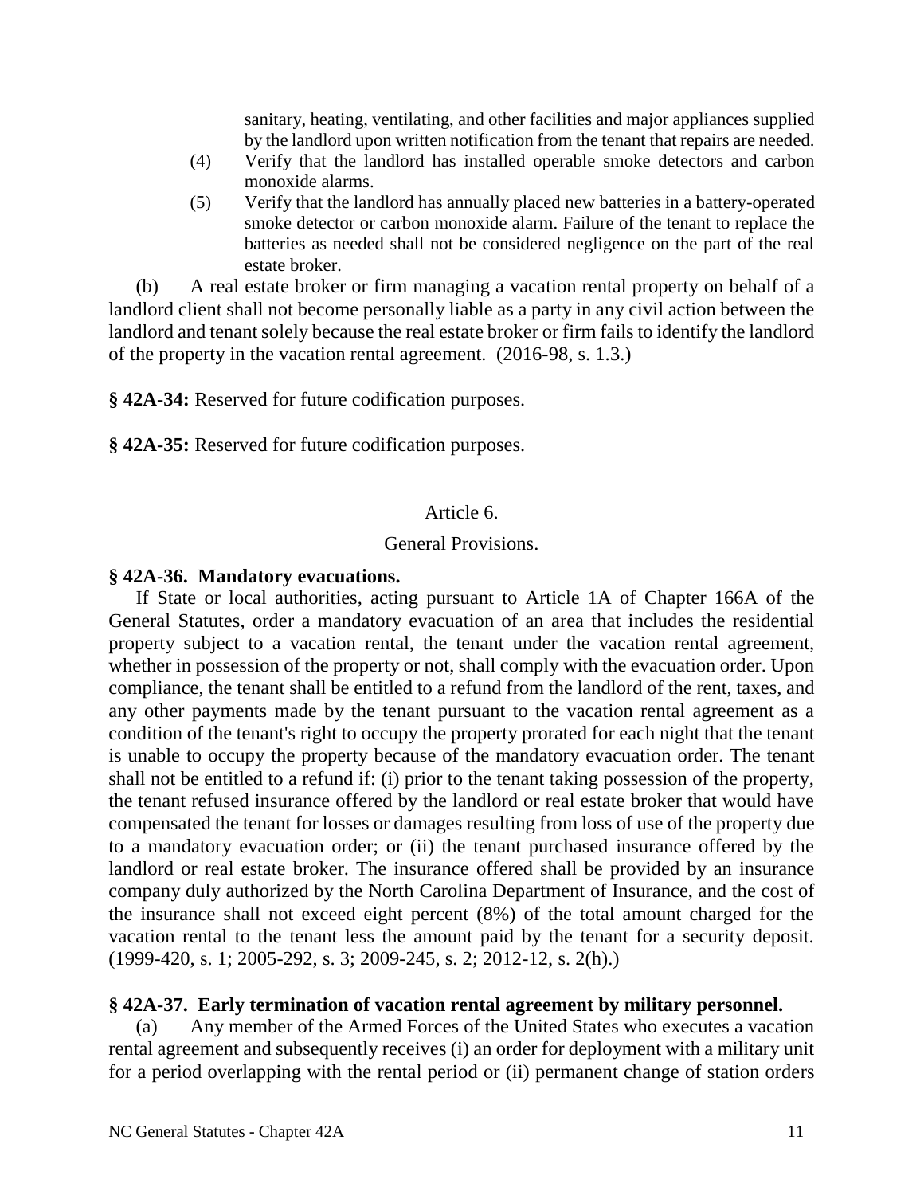sanitary, heating, ventilating, and other facilities and major appliances supplied by the landlord upon written notification from the tenant that repairs are needed.

(4) Verify that the landlord has installed operable smoke detectors and carbon monoxide alarms.

(5) Verify that the landlord has annually placed new batteries in a battery-operated smoke detector or carbon monoxide alarm. Failure of the tenant to replace the batteries as needed shall not be considered negligence on the part of the real estate broker.

(b) A real estate broker or firm managing a vacation rental property on behalf of a landlord client shall not become personally liable as a party in any civil action between the landlord and tenant solely because the real estate broker or firm fails to identify the landlord of the property in the vacation rental agreement. (2016-98, s. 1.3.)

**§ 42A-34:** Reserved for future codification purposes.

**§ 42A-35:** Reserved for future codification purposes.

## Article 6.

## General Provisions.

### § 42A-36. Mandatory evacuations.

If State or local authorities, acting pursuant to Article 1A of Chapter 166A of the General Statutes, order a mandatory evacuation of an area that includes the residential property subject to a vacation rental, the tenant under the vacation rental agreement, whether in possession of the property or not, shall comply with the evacuation order. Upon compliance, the tenant shall be entitled to a refund from the landlord of the rent, taxes, and any other payments made by the tenant pursuant to the vacation rental agreement as a condition of the tenant's right to occupy the property prorated for each night that the tenant is unable to occupy the property because of the mandatory evacuation order. The tenant shall not be entitled to a refund if: (i) prior to the tenant taking possession of the property, the tenant refused insurance offered by the landlord or real estate broker that would have compensated the tenant for losses or damages resulting from loss of use of the property due to a mandatory evacuation order; or (ii) the tenant purchased insurance offered by the landlord or real estate broker. The insurance offered shall be provided by an insurance company duly authorized by the North Carolina Department of Insurance, and the cost of the insurance shall not exceed eight percent (8%) of the total amount charged for the vacation rental to the tenant less the amount paid by the tenant for a security deposit. (1999-420, s. 1; 2005-292, s. 3; 2009-245, s. 2; 2012-12, s. 2(h).)

### § 42A-37. Early termination of vacation rental agreement by military personnel.

(a) Any member of the Armed Forces of the United States who executes a vacation rental agreement and subsequently receives (i) an order for deployment with a military unit for a period overlapping with the rental period or (ii) permanent change of station orders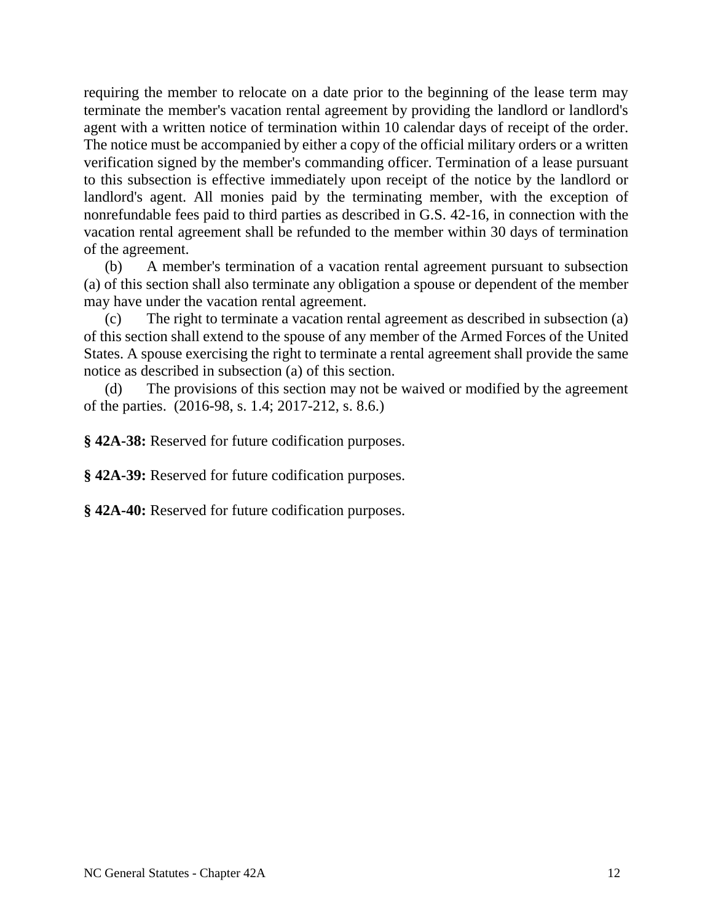requiring the member to relocate on a date prior to the beginning of the lease term may terminate the member's vacation rental agreement by providing the landlord or landlord's agent with a written notice of termination within 10 calendar days of receipt of the order. The notice must be accompanied by either a copy of the official military orders or a written verification signed by the member's commanding officer. Termination of a lease pursuant to this subsection is effective immediately upon receipt of the notice by the landlord or landlord's agent. All monies paid by the terminating member, with the exception of nonrefundable fees paid to third parties as described in G.S. 42-16, in connection with the vacation rental agreement shall be refunded to the member within 30 days of termination of the agreement.

(b) A member's termination of a vacation rental agreement pursuant to subsection (a) of this section shall also terminate any obligation a spouse or dependent of the member may have under the vacation rental agreement.

(c) The right to terminate a vacation rental agreement as described in subsection (a) of this section shall extend to the spouse of any member of the Armed Forces of the United States. A spouse exercising the right to terminate a rental agreement shall provide the same notice as described in subsection (a) of this section.

(d) The provisions of this section may not be waived or modified by the agreement of the parties. (2016-98, s. 1.4; 2017-212, s. 8.6.)

**§ 42A-38:** Reserved for future codification purposes.

**§ 42A-39:** Reserved for future codification purposes.

**§ 42A-40:** Reserved for future codification purposes.